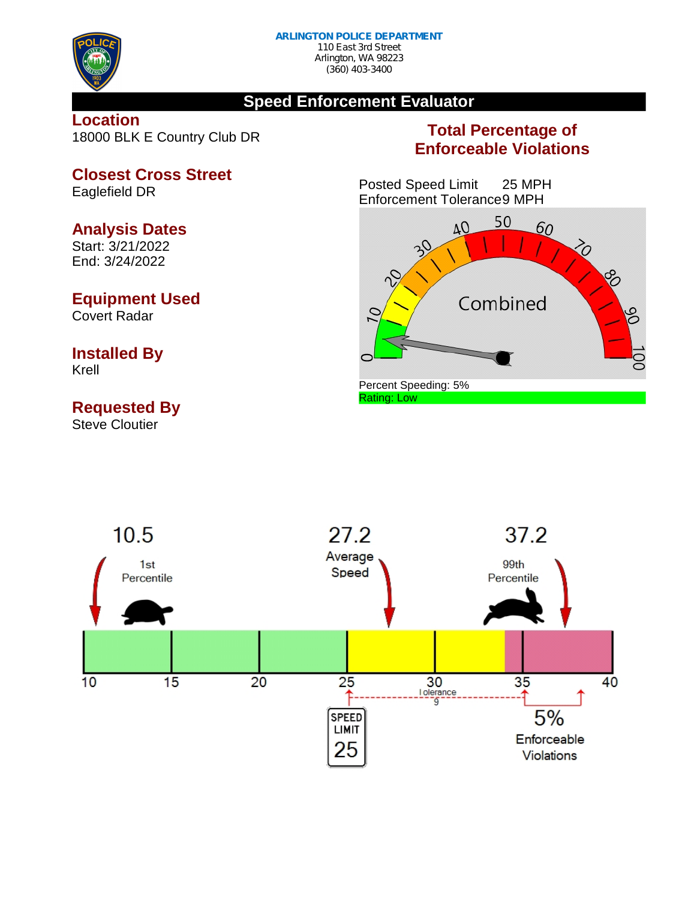**ARLINGTON POLICE DEPARTMENT**
110 East 3rd Street
Arlington, WA 98223
(360) 403-3400

# Speed Enforcement Evaluator

## Location
18000 BLK E Country Club DR

## Closest Cross Street
Eaglefield DR

## Analysis Dates
Start: 3/21/2022
End: 3/24/2022

## Equipment Used
Covert Radar

## Installed By
Krell

## Requested By
Steve Cloutier

## Total Percentage of Enforceable Violations

Posted Speed Limit 25 MPH
Enforcement Tolerance 9 MPH

Combined

Percent Speeding: 5%
Rating: Low

10.5 1st Percentile

27.2 Average Speed

37.2 99th Percentile

Tolerance 9

SPEED LIMIT 25

5% Enforceable Violations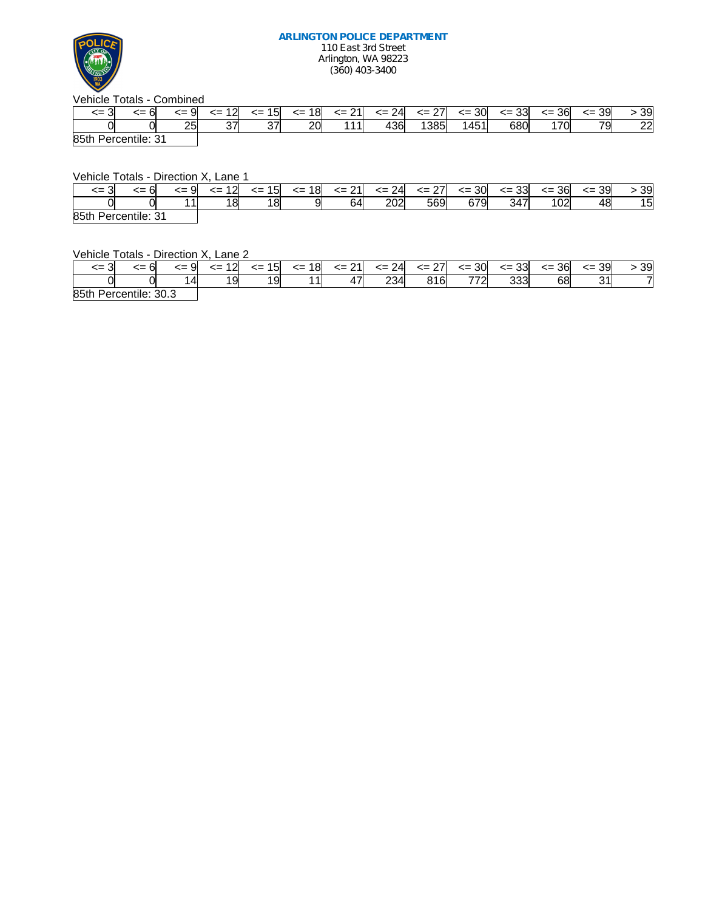**ARLINGTON POLICE DEPARTMENT**
110 East 3rd Street
Arlington, WA 98223
(360) 403-3400

Vehicle Totals - Combined

| <= 3 | <= 6 | <= 9 | <= 12 | <= 15 | <= 18 | <= 21 | <= 24 | <= 27 | <= 30 | <= 33 | <= 36 | <= 39 | > 39 |
|---|---|---|---|---|---|---|---|---|---|---|---|---|---|
| 0 | 0 | 25 | 37 | 37 | 20 | 111 | 436 | 1385 | 1451 | 680 | 170 | 79 | 22 |

85th Percentile: 31

Vehicle Totals - Direction X, Lane 1

| <= 3 | <= 6 | <= 9 | <= 12 | <= 15 | <= 18 | <= 21 | <= 24 | <= 27 | <= 30 | <= 33 | <= 36 | <= 39 | > 39 |
|---|---|---|---|---|---|---|---|---|---|---|---|---|---|
| 0 | 0 | 11 | 18 | 18 | 9 | 64 | 202 | 569 | 679 | 347 | 102 | 48 | 15 |

85th Percentile: 31

Vehicle Totals - Direction X, Lane 2

| <= 3 | <= 6 | <= 9 | <= 12 | <= 15 | <= 18 | <= 21 | <= 24 | <= 27 | <= 30 | <= 33 | <= 36 | <= 39 | > 39 |
|---|---|---|---|---|---|---|---|---|---|---|---|---|---|
| 0 | 0 | 14 | 19 | 19 | 11 | 47 | 234 | 816 | 772 | 333 | 68 | 31 | 7 |

85th Percentile: 30.3